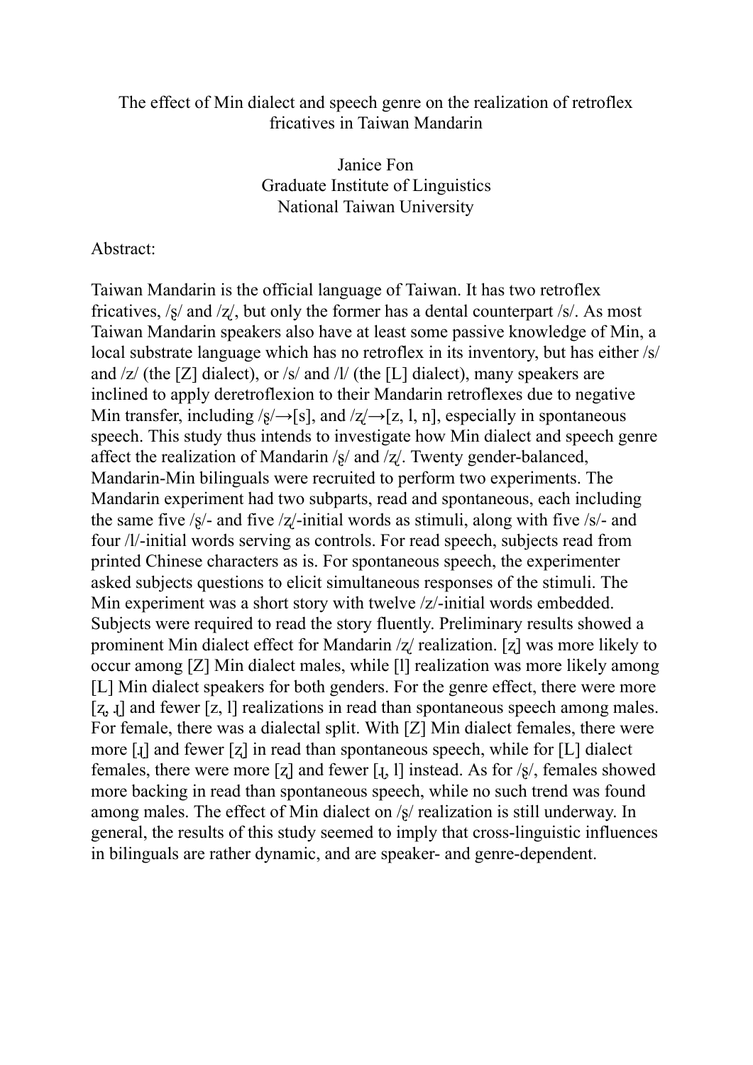# The effect of Min dialect and speech genre on the realization of retroflex fricatives in Taiwan Mandarin

Janice Fon
Graduate Institute of Linguistics
National Taiwan University

Abstract:

Taiwan Mandarin is the official language of Taiwan. It has two retroflex fricatives, /ʂ/ and /ʐ/, but only the former has a dental counterpart /s/. As most Taiwan Mandarin speakers also have at least some passive knowledge of Min, a local substrate language which has no retroflex in its inventory, but has either /s/ and /z/ (the [Z] dialect), or /s/ and /l/ (the [L] dialect), many speakers are inclined to apply deretroflexion to their Mandarin retroflexes due to negative Min transfer, including /ʂ/→[s], and /ʐ/→[z, l, n], especially in spontaneous speech. This study thus intends to investigate how Min dialect and speech genre affect the realization of Mandarin /ʂ/ and /ʐ/. Twenty gender-balanced, Mandarin-Min bilinguals were recruited to perform two experiments. The Mandarin experiment had two subparts, read and spontaneous, each including the same five /ʂ/- and five /ʐ/-initial words as stimuli, along with five /s/- and four /l/-initial words serving as controls. For read speech, subjects read from printed Chinese characters as is. For spontaneous speech, the experimenter asked subjects questions to elicit simultaneous responses of the stimuli. The Min experiment was a short story with twelve /z/-initial words embedded. Subjects were required to read the story fluently. Preliminary results showed a prominent Min dialect effect for Mandarin /ʐ/ realization. [ʐ] was more likely to occur among [Z] Min dialect males, while [l] realization was more likely among [L] Min dialect speakers for both genders. For the genre effect, there were more [ʐ, ɻ] and fewer [z, l] realizations in read than spontaneous speech among males. For female, there was a dialectal split. With [Z] Min dialect females, there were more [ɻ] and fewer [ʐ] in read than spontaneous speech, while for [L] dialect females, there were more [ʐ] and fewer [ɻ, l] instead. As for /ʂ/, females showed more backing in read than spontaneous speech, while no such trend was found among males. The effect of Min dialect on /ʂ/ realization is still underway. In general, the results of this study seemed to imply that cross-linguistic influences in bilinguals are rather dynamic, and are speaker- and genre-dependent.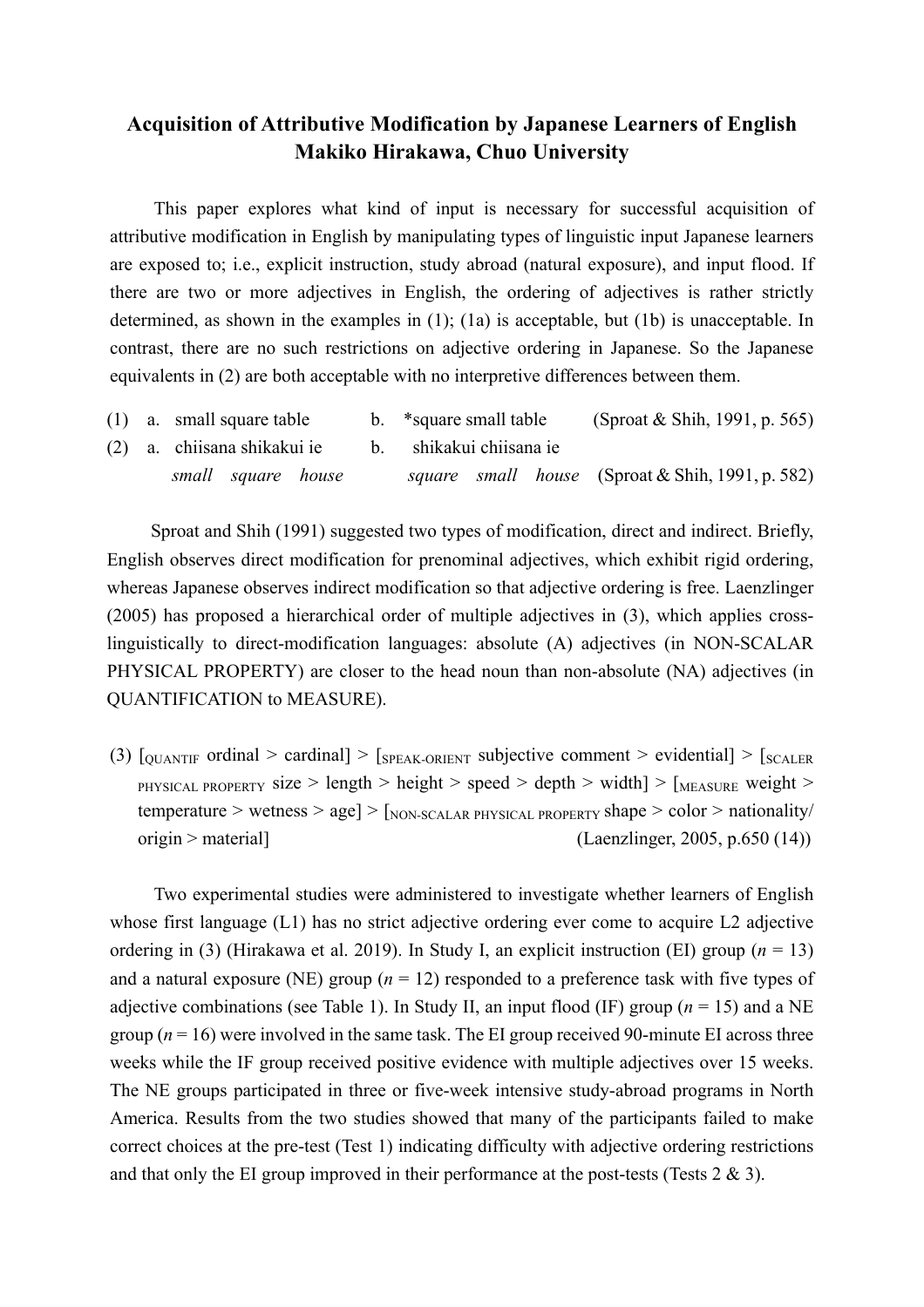# Acquisition of Attributive Modification by Japanese Learners of English
## Makiko Hirakawa, Chuo University

This paper explores what kind of input is necessary for successful acquisition of attributive modification in English by manipulating types of linguistic input Japanese learners are exposed to; i.e., explicit instruction, study abroad (natural exposure), and input flood. If there are two or more adjectives in English, the ordering of adjectives is rather strictly determined, as shown in the examples in (1); (1a) is acceptable, but (1b) is unacceptable. In contrast, there are no such restrictions on adjective ordering in Japanese. So the Japanese equivalents in (2) are both acceptable with no interpretive differences between them.

(1) a. small square table b. *square small table (Sproat & Shih, 1991, p. 565)

(2) a. chiisana shikakui ie b. shikakui chiisana ie
*small square house* *square small house* (Sproat & Shih, 1991, p. 582)

Sproat and Shih (1991) suggested two types of modification, direct and indirect. Briefly, English observes direct modification for prenominal adjectives, which exhibit rigid ordering, whereas Japanese observes indirect modification so that adjective ordering is free. Laenzlinger (2005) has proposed a hierarchical order of multiple adjectives in (3), which applies cross-linguistically to direct-modification languages: absolute (A) adjectives (in NON-SCALAR PHYSICAL PROPERTY) are closer to the head noun than non-absolute (NA) adjectives (in QUANTIFICATION to MEASURE).

(3) [$_{\text{QUANTIF}}$ ordinal > cardinal] > [$_{\text{SPEAK-ORIENT}}$ subjective comment > evidential] > [$_{\text{SCALER PHYSICAL PROPERTY}}$ size > length > height > speed > depth > width] > [$_{\text{MEASURE}}$ weight > temperature > wetness > age] > [$_{\text{NON-SCALAR PHYSICAL PROPERTY}}$ shape > color > nationality/ origin > material] (Laenzlinger, 2005, p.650 (14))

Two experimental studies were administered to investigate whether learners of English whose first language (L1) has no strict adjective ordering ever come to acquire L2 adjective ordering in (3) (Hirakawa et al. 2019). In Study I, an explicit instruction (EI) group ($n$ = 13) and a natural exposure (NE) group ($n$ = 12) responded to a preference task with five types of adjective combinations (see Table 1). In Study II, an input flood (IF) group ($n$ = 15) and a NE group ($n$ = 16) were involved in the same task. The EI group received 90-minute EI across three weeks while the IF group received positive evidence with multiple adjectives over 15 weeks. The NE groups participated in three or five-week intensive study-abroad programs in North America. Results from the two studies showed that many of the participants failed to make correct choices at the pre-test (Test 1) indicating difficulty with adjective ordering restrictions and that only the EI group improved in their performance at the post-tests (Tests 2 & 3).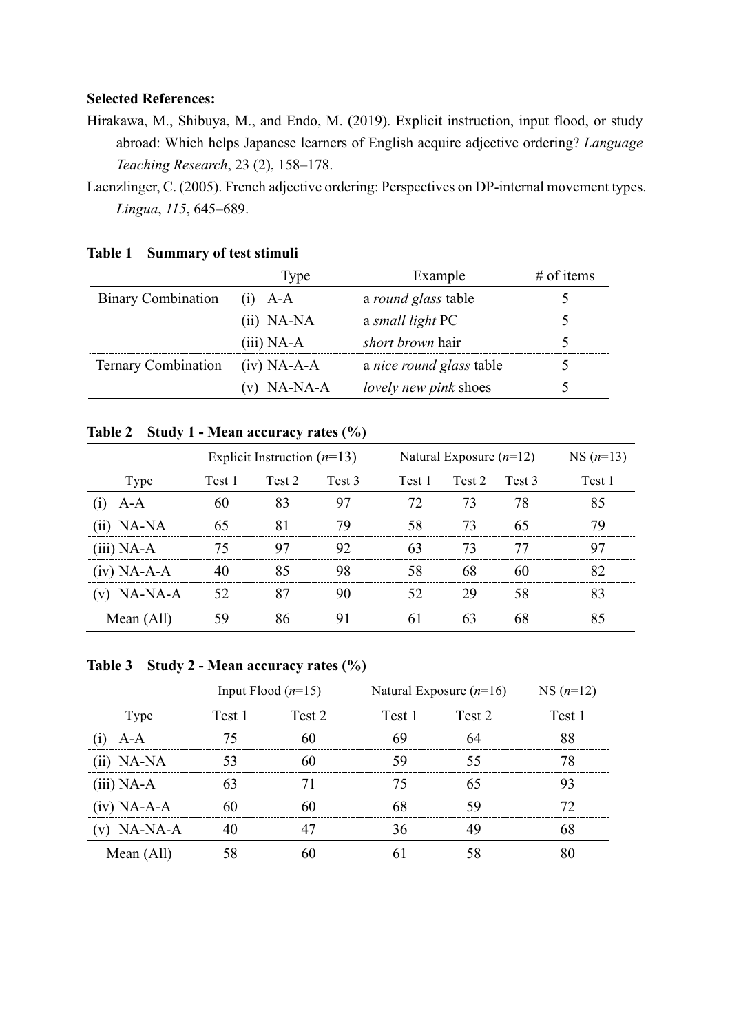**Selected References:**

Hirakawa, M., Shibuya, M., and Endo, M. (2019). Explicit instruction, input flood, or study abroad: Which helps Japanese learners of English acquire adjective ordering? *Language Teaching Research*, 23 (2), 158–178.

Laenzlinger, C. (2005). French adjective ordering: Perspectives on DP-internal movement types. *Lingua*, *115*, 645–689.

**Table 1 Summary of test stimuli**

| | Type | Example | # of items |
|---|---|---|---|
| Binary Combination | (i) A-A | a *round glass* table | 5 |
| | (ii) NA-NA | a *small light* PC | 5 |
| | (iii) NA-A | *short brown* hair | 5 |
| Ternary Combination | (iv) NA-A-A | a *nice round glass* table | 5 |
| | (v) NA-NA-A | *lovely new pink* shoes | 5 |

**Table 2 Study 1 - Mean accuracy rates (%)**

| | Explicit Instruction (*n*=13) | | | Natural Exposure (*n*=12) | | | NS (*n*=13) |
|---|---|---|---|---|---|---|---|
| Type | Test 1 | Test 2 | Test 3 | Test 1 | Test 2 | Test 3 | Test 1 |
| (i) A-A | 60 | 83 | 97 | 72 | 73 | 78 | 85 |
| (ii) NA-NA | 65 | 81 | 79 | 58 | 73 | 65 | 79 |
| (iii) NA-A | 75 | 97 | 92 | 63 | 73 | 77 | 97 |
| (iv) NA-A-A | 40 | 85 | 98 | 58 | 68 | 60 | 82 |
| (v) NA-NA-A | 52 | 87 | 90 | 52 | 29 | 58 | 83 |
| Mean (All) | 59 | 86 | 91 | 61 | 63 | 68 | 85 |

**Table 3 Study 2 - Mean accuracy rates (%)**

| | Input Flood (*n*=15) | | Natural Exposure (*n*=16) | | NS (*n*=12) |
|---|---|---|---|---|---|
| Type | Test 1 | Test 2 | Test 1 | Test 2 | Test 1 |
| (i) A-A | 75 | 60 | 69 | 64 | 88 |
| (ii) NA-NA | 53 | 60 | 59 | 55 | 78 |
| (iii) NA-A | 63 | 71 | 75 | 65 | 93 |
| (iv) NA-A-A | 60 | 60 | 68 | 59 | 72 |
| (v) NA-NA-A | 40 | 47 | 36 | 49 | 68 |
| Mean (All) | 58 | 60 | 61 | 58 | 80 |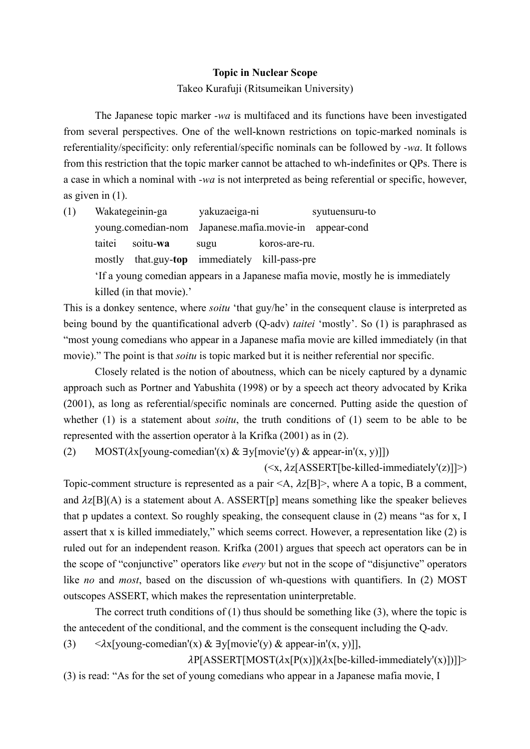**Topic in Nuclear Scope**

Takeo Kurafuji (Ritsumeikan University)

The Japanese topic marker *-wa* is multifaced and its functions have been investigated from several perspectives. One of the well-known restrictions on topic-marked nominals is referentiality/specificity: only referential/specific nominals can be followed by *-wa*. It follows from this restriction that the topic marker cannot be attached to wh-indefinites or QPs. There is a case in which a nominal with *-wa* is not interpreted as being referential or specific, however, as given in (1).

(1) Wakategeinin-ga yakuzaeiga-ni syutuensuru-to
young.comedian-nom Japanese.mafia.movie-in appear-cond
taitei soitu-**wa** sugu koros-are-ru.
mostly that.guy-**top** immediately kill-pass-pre
'If a young comedian appears in a Japanese mafia movie, mostly he is immediately killed (in that movie).'

This is a donkey sentence, where *soitu* 'that guy/he' in the consequent clause is interpreted as being bound by the quantificational adverb (Q-adv) *taitei* 'mostly'. So (1) is paraphrased as "most young comedians who appear in a Japanese mafia movie are killed immediately (in that movie)." The point is that *soitu* is topic marked but it is neither referential nor specific.

Closely related is the notion of aboutness, which can be nicely captured by a dynamic approach such as Portner and Yabushita (1998) or by a speech act theory advocated by Krika (2001), as long as referential/specific nominals are concerned. Putting aside the question of whether (1) is a statement about *soitu*, the truth conditions of (1) seem to be able to be represented with the assertion operator à la Krifka (2001) as in (2).

(2) MOST($\lambda$x[young-comedian'(x) & $\exists$y[movie'(y) & appear-in'(x, y)]])
(<x, $\lambda$z[ASSERT[be-killed-immediately'(z)]]>)

Topic-comment structure is represented as a pair <A, $\lambda$z[B]>, where A a topic, B a comment, and $\lambda$z[B](A) is a statement about A. ASSERT[p] means something like the speaker believes that p updates a context. So roughly speaking, the consequent clause in (2) means "as for x, I assert that x is killed immediately," which seems correct. However, a representation like (2) is ruled out for an independent reason. Krifka (2001) argues that speech act operators can be in the scope of "conjunctive" operators like *every* but not in the scope of "disjunctive" operators like *no* and *most*, based on the discussion of wh-questions with quantifiers. In (2) MOST outscopes ASSERT, which makes the representation uninterpretable.

The correct truth conditions of (1) thus should be something like (3), where the topic is the antecedent of the conditional, and the comment is the consequent including the Q-adv.

(3) <$\lambda$x[young-comedian'(x) & $\exists$y[movie'(y) & appear-in'(x, y)]],
$\lambda$P[ASSERT[MOST($\lambda$x[P(x)])($\lambda$x[be-killed-immediately'(x)])]]>

(3) is read: "As for the set of young comedians who appear in a Japanese mafia movie, I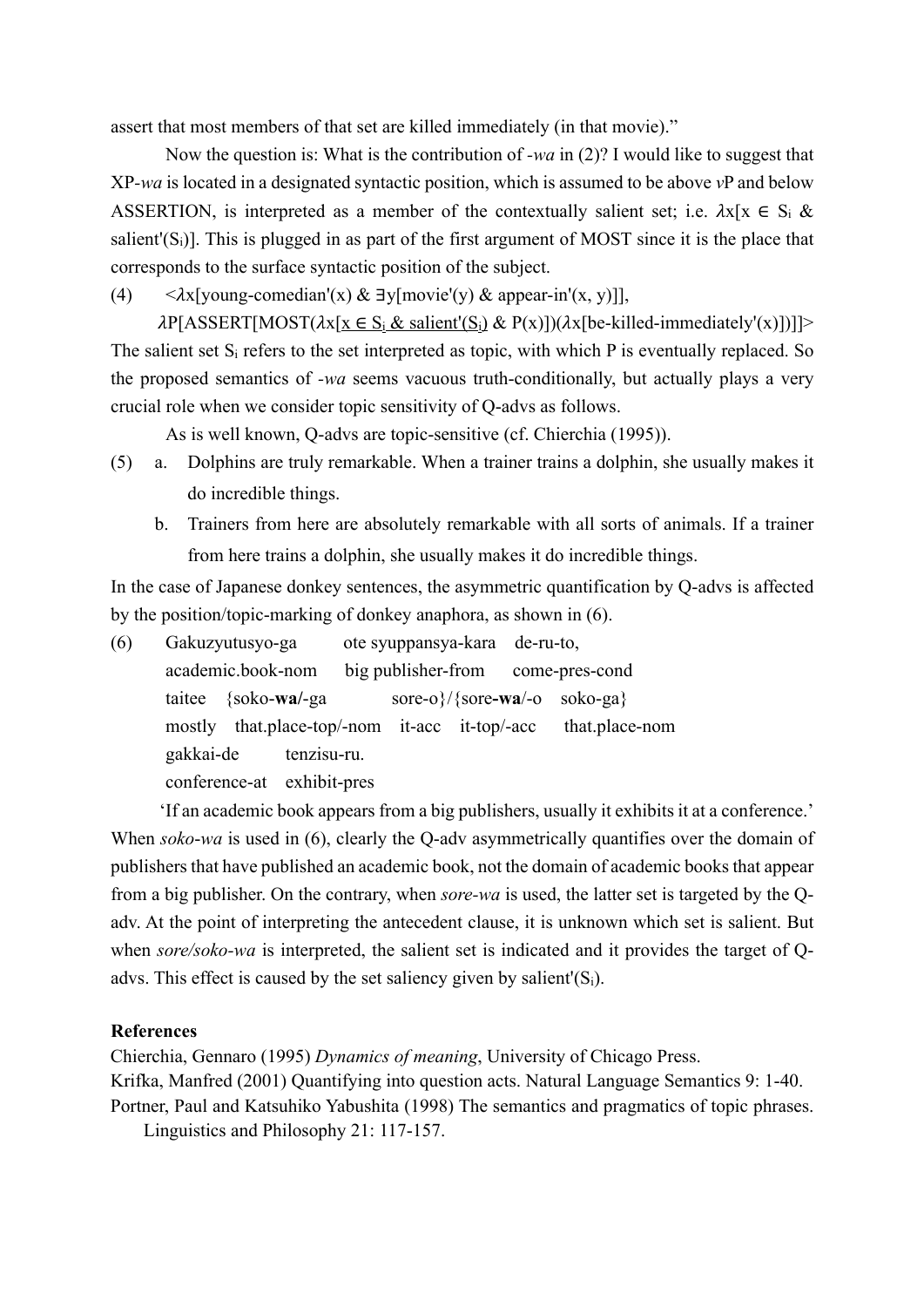assert that most members of that set are killed immediately (in that movie)."

Now the question is: What is the contribution of *-wa* in (2)? I would like to suggest that XP-*wa* is located in a designated syntactic position, which is assumed to be above *v*P and below ASSERTION, is interpreted as a member of the contextually salient set; i.e. $\lambda x[x \in S_i \ \& \ \text{salient}'(S_i)]$. This is plugged in as part of the first argument of MOST since it is the place that corresponds to the surface syntactic position of the subject.

(4) $<\lambda x[\text{young-comedian}'(x) \ \& \ \exists y[\text{movie}'(y) \ \& \ \text{appear-in}'(x, y)]],$

$\lambda P[\text{ASSERT}[\text{MOST}(\lambda x[\underline{x \in S_i \ \& \ \text{salient}'(S_i)} \ \& \ P(x)])(\lambda x[\text{be-killed-immediately}'(x)])]]>$

The salient set $S_i$ refers to the set interpreted as topic, with which P is eventually replaced. So the proposed semantics of *-wa* seems vacuous truth-conditionally, but actually plays a very crucial role when we consider topic sensitivity of Q-advs as follows.

As is well known, Q-advs are topic-sensitive (cf. Chierchia (1995)).

(5) a. Dolphins are truly remarkable. When a trainer trains a dolphin, she usually makes it do incredible things.

b. Trainers from here are absolutely remarkable with all sorts of animals. If a trainer from here trains a dolphin, she usually makes it do incredible things.

In the case of Japanese donkey sentences, the asymmetric quantification by Q-advs is affected by the position/topic-marking of donkey anaphora, as shown in (6).

(6) Gakuzyutusyo-ga ote syuppansya-kara de-ru-to,
academic.book-nom big publisher-from come-pres-cond
taitee {soko-**wa**/-ga sore-o}/{sore-**wa**/-o soko-ga}
mostly that.place-top/-nom it-acc it-top/-acc that.place-nom
gakkai-de tenzisu-ru.
conference-at exhibit-pres

'If an academic book appears from a big publishers, usually it exhibits it at a conference.'

When *soko-wa* is used in (6), clearly the Q-adv asymmetrically quantifies over the domain of publishers that have published an academic book, not the domain of academic books that appear from a big publisher. On the contrary, when *sore-wa* is used, the latter set is targeted by the Q-adv. At the point of interpreting the antecedent clause, it is unknown which set is salient. But when *sore/soko-wa* is interpreted, the salient set is indicated and it provides the target of Q-advs. This effect is caused by the set saliency given by $\text{salient}'(S_i)$.

## References

Chierchia, Gennaro (1995) *Dynamics of meaning*, University of Chicago Press.

Krifka, Manfred (2001) Quantifying into question acts. Natural Language Semantics 9: 1-40.

Portner, Paul and Katsuhiko Yabushita (1998) The semantics and pragmatics of topic phrases. Linguistics and Philosophy 21: 117-157.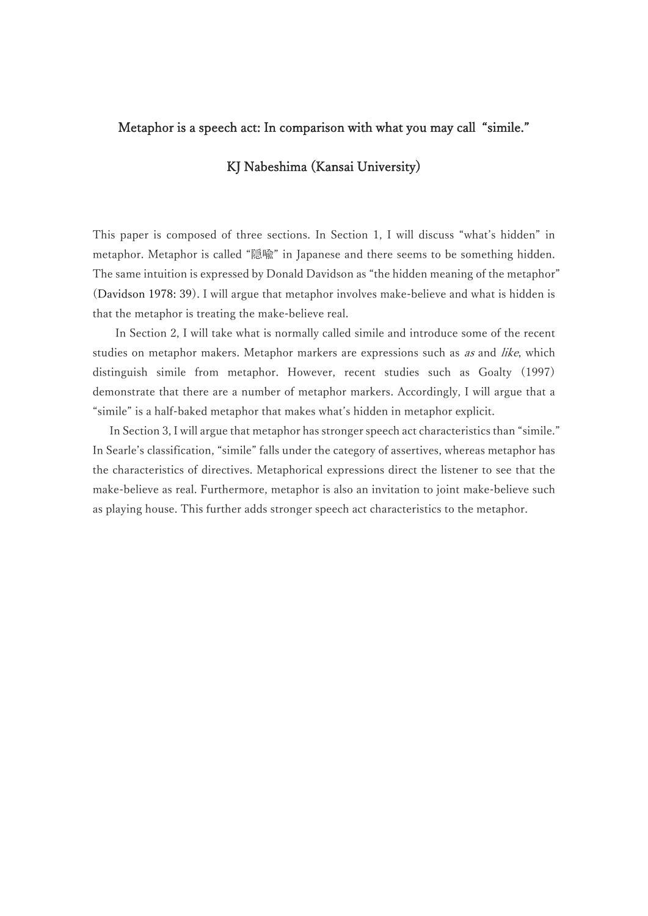# Metaphor is a speech act: In comparison with what you may call "simile."

KJ Nabeshima (Kansai University)

This paper is composed of three sections. In Section 1, I will discuss "what's hidden" in metaphor. Metaphor is called "隠喩" in Japanese and there seems to be something hidden. The same intuition is expressed by Donald Davidson as "the hidden meaning of the metaphor" (Davidson 1978: 39). I will argue that metaphor involves make-believe and what is hidden is that the metaphor is treating the make-believe real.

In Section 2, I will take what is normally called simile and introduce some of the recent studies on metaphor makers. Metaphor markers are expressions such as *as* and *like*, which distinguish simile from metaphor. However, recent studies such as Goalty (1997) demonstrate that there are a number of metaphor markers. Accordingly, I will argue that a "simile" is a half-baked metaphor that makes what's hidden in metaphor explicit.

In Section 3, I will argue that metaphor has stronger speech act characteristics than "simile." In Searle's classification, "simile" falls under the category of assertives, whereas metaphor has the characteristics of directives. Metaphorical expressions direct the listener to see that the make-believe as real. Furthermore, metaphor is also an invitation to joint make-believe such as playing house. This further adds stronger speech act characteristics to the metaphor.